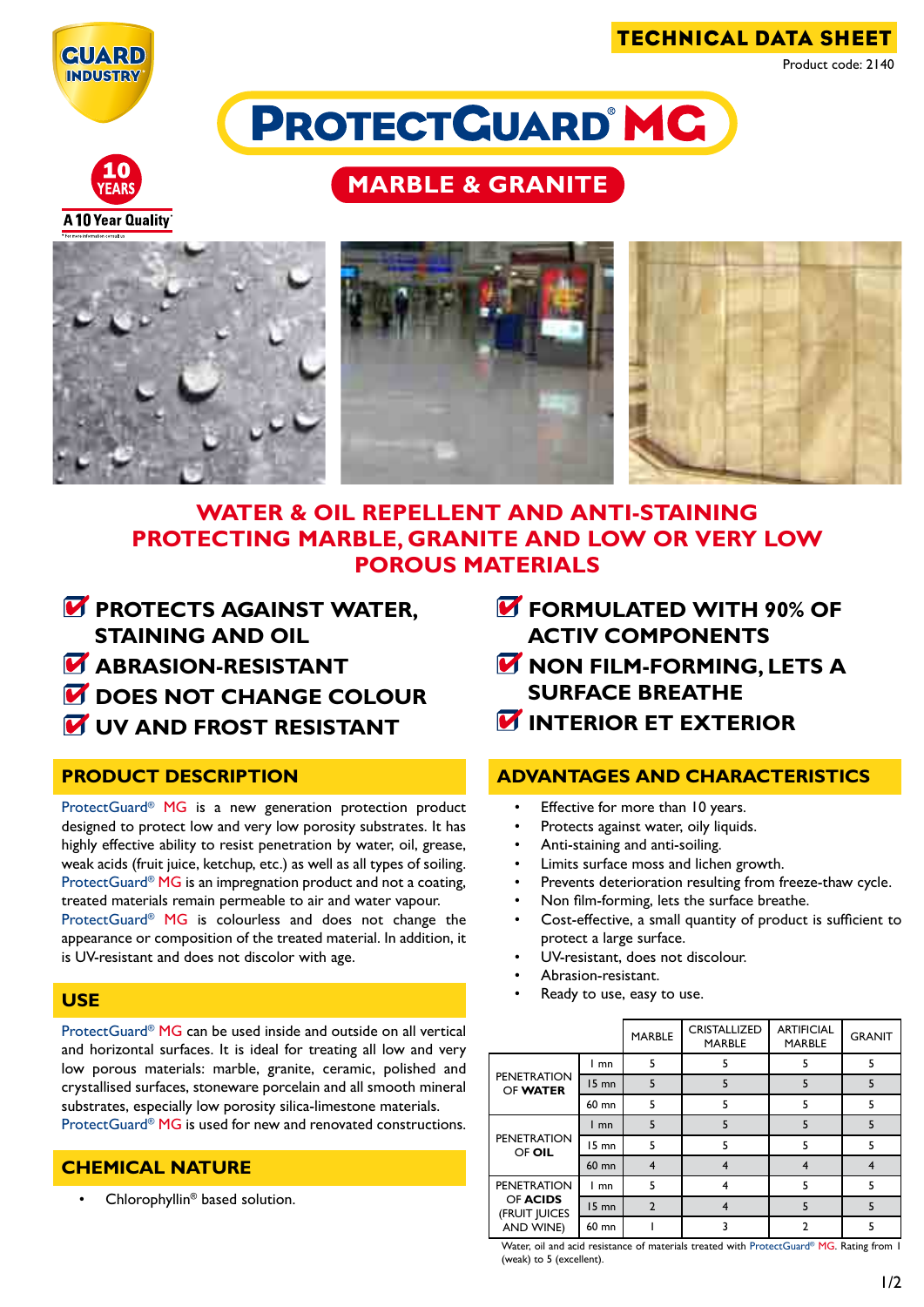# TECHNICAL DATA SHEET

Product code: 2140

# PROTECTGUARD® MG

## MARBLE & GRANITE

A 10 Year Quality

## WATER & OIL REPELLENT AND ANTI-STAINING PROTECTING MARBLE, GRANITE AND LOW OR VERY LOW POROUS MATERIALS

- PROTECTS AGAINST WATER, STAINING AND OIL
- ABRASION-RESISTANT
- DOES NOT CHANGE COLOUR
- UV AND FROST RESISTANT
- FORMULATED WITH 90% OF ACTIV COMPONENTS
- NON FILM-FORMING, LETS A SURFACE BREATHE
- INTERIOR ET EXTERIOR

## PRODUCT DESCRIPTION

ProtectGuard® MG is a new generation protection product designed to protect low and very low porosity substrates. It has highly effective ability to resist penetration by water, oil, grease, weak acids (fruit juice, ketchup, etc.) as well as all types of soiling. ProtectGuard® MG is an impregnation product and not a coating, treated materials remain permeable to air and water vapour. ProtectGuard® MG is colourless and does not change the appearance or composition of the treated material. In addition, it is UV-resistant and does not discolor with age.

## USE

ProtectGuard® MG can be used inside and outside on all vertical and horizontal surfaces. It is ideal for treating all low and very low porous materials: marble, granite, ceramic, polished and crystallised surfaces, stoneware porcelain and all smooth mineral substrates, especially low porosity silica-limestone materials. ProtectGuard® MG is used for new and renovated constructions.

## CHEMICAL NATURE

- Chlorophyllin® based solution.

## ADVANTAGES AND CHARACTERISTICS

- Effective for more than 10 years.
- Protects against water, oily liquids.
- Anti-staining and anti-soiling.
- Limits surface moss and lichen growth.
- Prevents deterioration resulting from freeze-thaw cycle.
- Non film-forming, lets the surface breathe.
- Cost-effective, a small quantity of product is sufficient to protect a large surface.
- UV-resistant, does not discolour.
- Abrasion-resistant.
- Ready to use, easy to use.

| | | MARBLE | CRISTALLIZED MARBLE | ARTIFICIAL MARBLE | GRANIT |
|---|---|---|---|---|---|
| PENETRATION OF WATER | 1 mn | 5 | 5 | 5 | 5 |
| | 15 mn | 5 | 5 | 5 | 5 |
| | 60 mn | 5 | 5 | 5 | 5 |
| PENETRATION OF OIL | 1 mn | 5 | 5 | 5 | 5 |
| | 15 mn | 5 | 5 | 5 | 5 |
| | 60 mn | 4 | 4 | 4 | 4 |
| PENETRATION OF ACIDS (FRUIT JUICES AND WINE) | 1 mn | 5 | 4 | 5 | 5 |
| | 15 mn | 2 | 4 | 5 | 5 |
| | 60 mn | 1 | 3 | 2 | 5 |

Water, oil and acid resistance of materials treated with ProtectGuard® MG. Rating from 1 (weak) to 5 (excellent).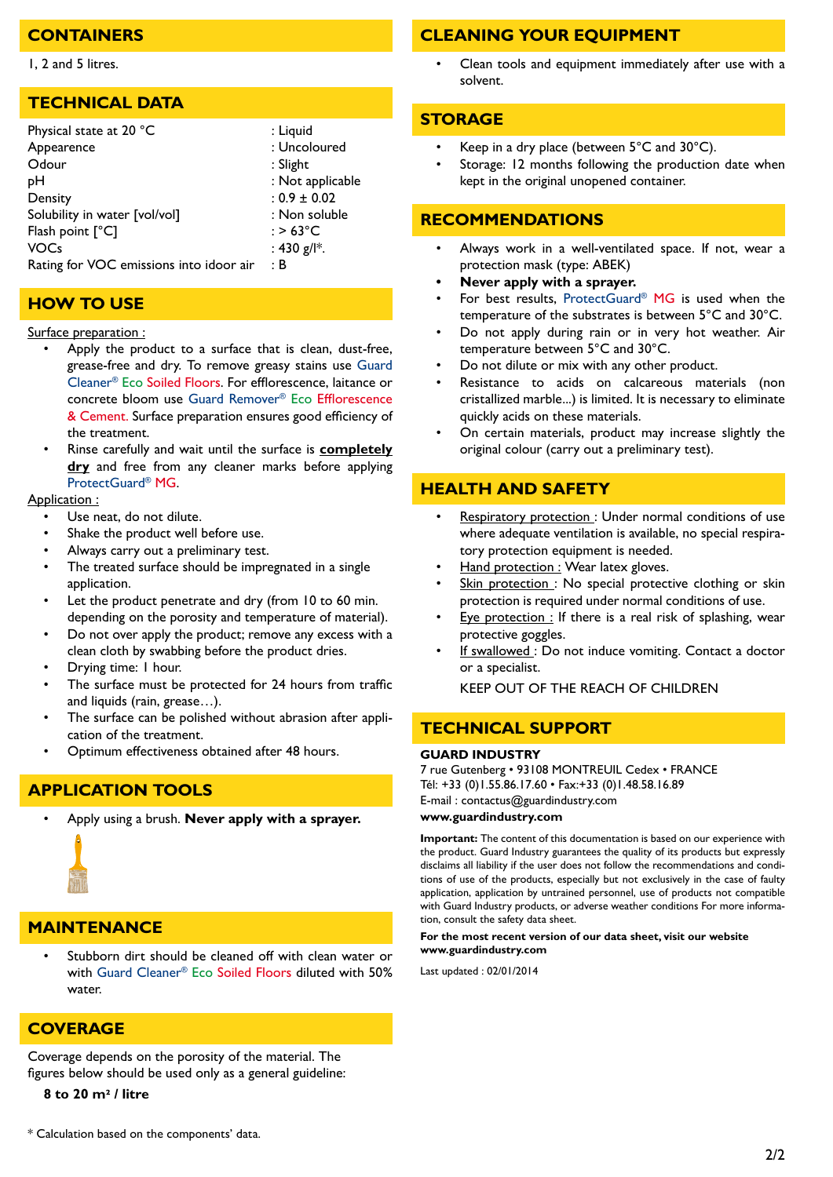## CONTAINERS

1, 2 and 5 litres.

## TECHNICAL DATA

| | |
|---|---|
| Physical state at 20 °C | : Liquid |
| Appearence | : Uncoloured |
| Odour | : Slight |
| pH | : Not applicable |
| Density | : 0.9 ± 0.02 |
| Solubility in water [vol/vol] | : Non soluble |
| Flash point [°C] | : > 63°C |
| VOCs | : 430 g/l*. |
| Rating for VOC emissions into indoor air | : B |

## HOW TO USE

Surface preparation :

- Apply the product to a surface that is clean, dust-free, grease-free and dry. To remove greasy stains use Guard Cleaner® Eco Soiled Floors. For efflorescence, laitance or concrete bloom use Guard Remover® Eco Efflorescence & Cement. Surface preparation ensures good efficiency of the treatment.
- Rinse carefully and wait until the surface is **completely dry** and free from any cleaner marks before applying ProtectGuard® MG.

Application :

- Use neat, do not dilute.
- Shake the product well before use.
- Always carry out a preliminary test.
- The treated surface should be impregnated in a single application.
- Let the product penetrate and dry (from 10 to 60 min. depending on the porosity and temperature of material).
- Do not over apply the product; remove any excess with a clean cloth by swabbing before the product dries.
- Drying time: 1 hour.
- The surface must be protected for 24 hours from traffic and liquids (rain, grease…).
- The surface can be polished without abrasion after application of the treatment.
- Optimum effectiveness obtained after 48 hours.

## APPLICATION TOOLS

- Apply using a brush. **Never apply with a sprayer.**

## MAINTENANCE

- Stubborn dirt should be cleaned off with clean water or with Guard Cleaner® Eco Soiled Floors diluted with 50% water.

## COVERAGE

Coverage depends on the porosity of the material. The figures below should be used only as a general guideline:

**8 to 20 m² / litre**

## CLEANING YOUR EQUIPMENT

- Clean tools and equipment immediately after use with a solvent.

## STORAGE

- Keep in a dry place (between 5°C and 30°C).
- Storage: 12 months following the production date when kept in the original unopened container.

## RECOMMENDATIONS

- Always work in a well-ventilated space. If not, wear a protection mask (type: ABEK)
- **Never apply with a sprayer.**
- For best results, ProtectGuard® MG is used when the temperature of the substrates is between 5°C and 30°C.
- Do not apply during rain or in very hot weather. Air temperature between 5°C and 30°C.
- Do not dilute or mix with any other product.
- Resistance to acids on calcareous materials (non cristallized marble…) is limited. It is necessary to eliminate quickly acids on these materials.
- On certain materials, product may increase slightly the original colour (carry out a preliminary test).

## HEALTH AND SAFETY

- Respiratory protection : Under normal conditions of use where adequate ventilation is available, no special respiratory protection equipment is needed.
- Hand protection : Wear latex gloves.
- Skin protection : No special protective clothing or skin protection is required under normal conditions of use.
- Eye protection : If there is a real risk of splashing, wear protective goggles.
- If swallowed : Do not induce vomiting. Contact a doctor or a specialist.

KEEP OUT OF THE REACH OF CHILDREN

## TECHNICAL SUPPORT

**GUARD INDUSTRY**
7 rue Gutenberg • 93108 MONTREUIL Cedex • FRANCE
Tél: +33 (0)1.55.86.17.60 • Fax:+33 (0)1.48.58.16.89
E-mail : contactus@guardindustry.com
**www.guardindustry.com**

**Important:** The content of this documentation is based on our experience with the product. Guard Industry guarantees the quality of its products but expressly disclaims all liability if the user does not follow the recommendations and conditions of use of the products, especially but not exclusively in the case of faulty application, application by untrained personnel, use of products not compatible with Guard Industry products, or adverse weather conditions For more information, consult the safety data sheet.

**For the most recent version of our data sheet, visit our website www.guardindustry.com**

Last updated : 02/01/2014

\* Calculation based on the components' data.